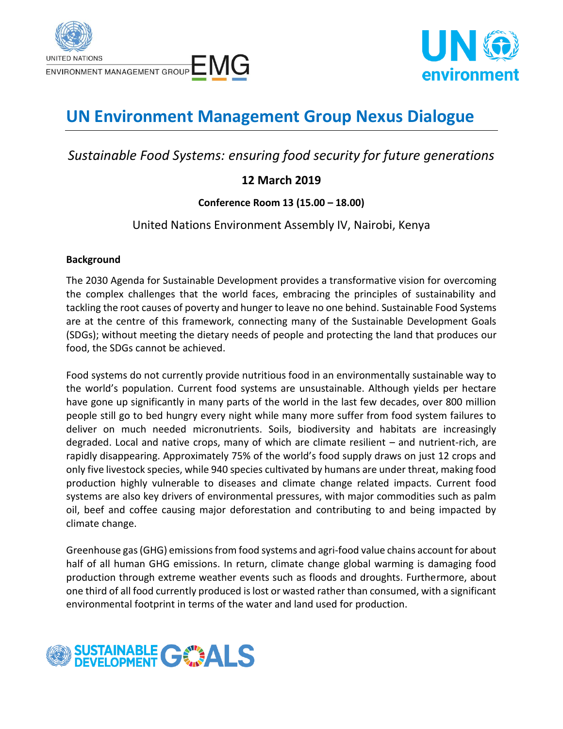# UN Environment Management Group Nexus Dialogue

*Sustainable Food Systems: ensuring food security for future generations*

**12 March 2019**

**Conference Room 13 (15.00 – 18.00)**

United Nations Environment Assembly IV, Nairobi, Kenya

**Background**

The 2030 Agenda for Sustainable Development provides a transformative vision for overcoming the complex challenges that the world faces, embracing the principles of sustainability and tackling the root causes of poverty and hunger to leave no one behind. Sustainable Food Systems are at the centre of this framework, connecting many of the Sustainable Development Goals (SDGs); without meeting the dietary needs of people and protecting the land that produces our food, the SDGs cannot be achieved.

Food systems do not currently provide nutritious food in an environmentally sustainable way to the world's population. Current food systems are unsustainable. Although yields per hectare have gone up significantly in many parts of the world in the last few decades, over 800 million people still go to bed hungry every night while many more suffer from food system failures to deliver on much needed micronutrients. Soils, biodiversity and habitats are increasingly degraded. Local and native crops, many of which are climate resilient – and nutrient-rich, are rapidly disappearing. Approximately 75% of the world's food supply draws on just 12 crops and only five livestock species, while 940 species cultivated by humans are under threat, making food production highly vulnerable to diseases and climate change related impacts. Current food systems are also key drivers of environmental pressures, with major commodities such as palm oil, beef and coffee causing major deforestation and contributing to and being impacted by climate change.

Greenhouse gas (GHG) emissions from food systems and agri-food value chains account for about half of all human GHG emissions. In return, climate change global warming is damaging food production through extreme weather events such as floods and droughts. Furthermore, about one third of all food currently produced is lost or wasted rather than consumed, with a significant environmental footprint in terms of the water and land used for production.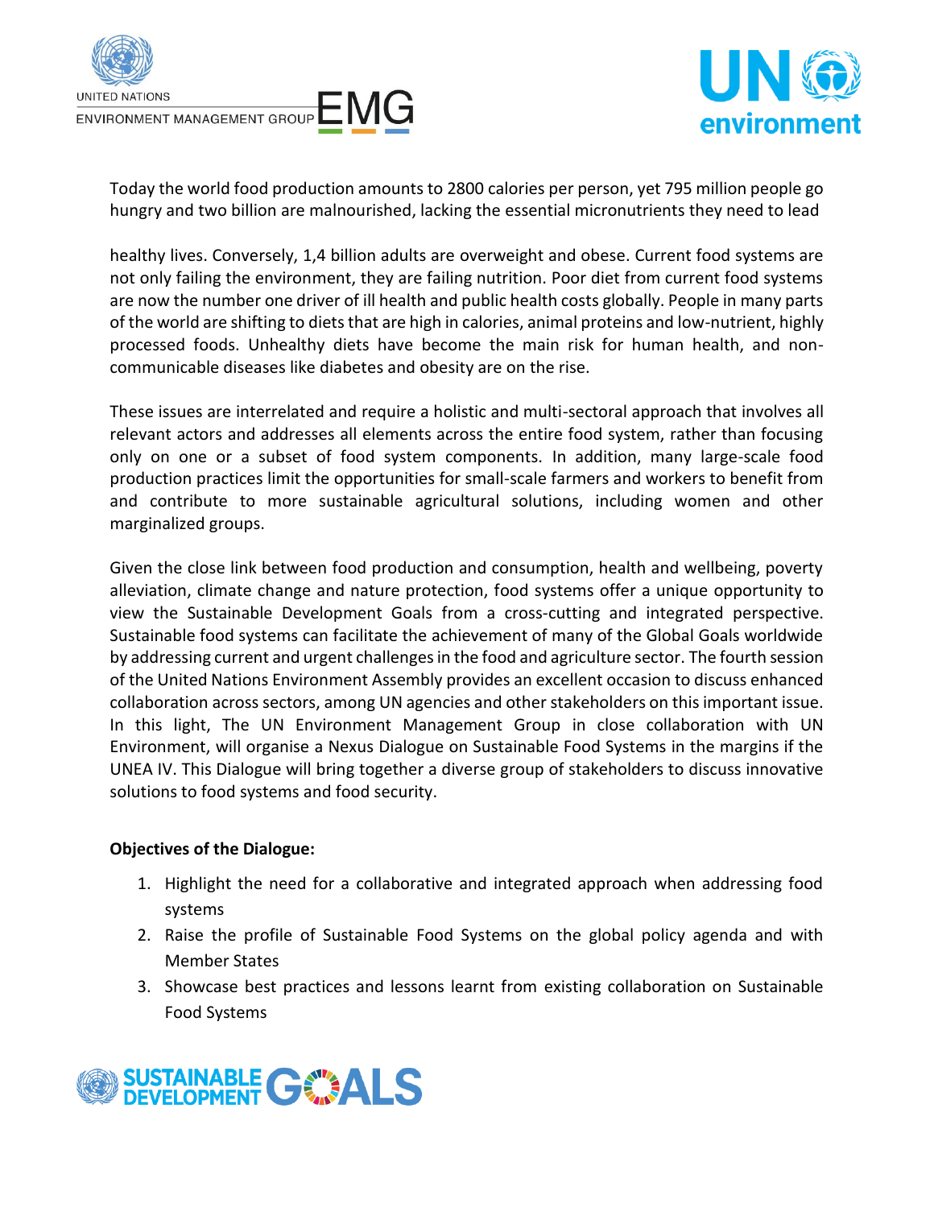Today the world food production amounts to 2800 calories per person, yet 795 million people go hungry and two billion are malnourished, lacking the essential micronutrients they need to lead

healthy lives. Conversely, 1,4 billion adults are overweight and obese. Current food systems are not only failing the environment, they are failing nutrition. Poor diet from current food systems are now the number one driver of ill health and public health costs globally. People in many parts of the world are shifting to diets that are high in calories, animal proteins and low-nutrient, highly processed foods. Unhealthy diets have become the main risk for human health, and non-communicable diseases like diabetes and obesity are on the rise.

These issues are interrelated and require a holistic and multi-sectoral approach that involves all relevant actors and addresses all elements across the entire food system, rather than focusing only on one or a subset of food system components. In addition, many large-scale food production practices limit the opportunities for small-scale farmers and workers to benefit from and contribute to more sustainable agricultural solutions, including women and other marginalized groups.

Given the close link between food production and consumption, health and wellbeing, poverty alleviation, climate change and nature protection, food systems offer a unique opportunity to view the Sustainable Development Goals from a cross-cutting and integrated perspective. Sustainable food systems can facilitate the achievement of many of the Global Goals worldwide by addressing current and urgent challenges in the food and agriculture sector. The fourth session of the United Nations Environment Assembly provides an excellent occasion to discuss enhanced collaboration across sectors, among UN agencies and other stakeholders on this important issue. In this light, The UN Environment Management Group in close collaboration with UN Environment, will organise a Nexus Dialogue on Sustainable Food Systems in the margins if the UNEA IV. This Dialogue will bring together a diverse group of stakeholders to discuss innovative solutions to food systems and food security.

**Objectives of the Dialogue:**

1. Highlight the need for a collaborative and integrated approach when addressing food systems
2. Raise the profile of Sustainable Food Systems on the global policy agenda and with Member States
3. Showcase best practices and lessons learnt from existing collaboration on Sustainable Food Systems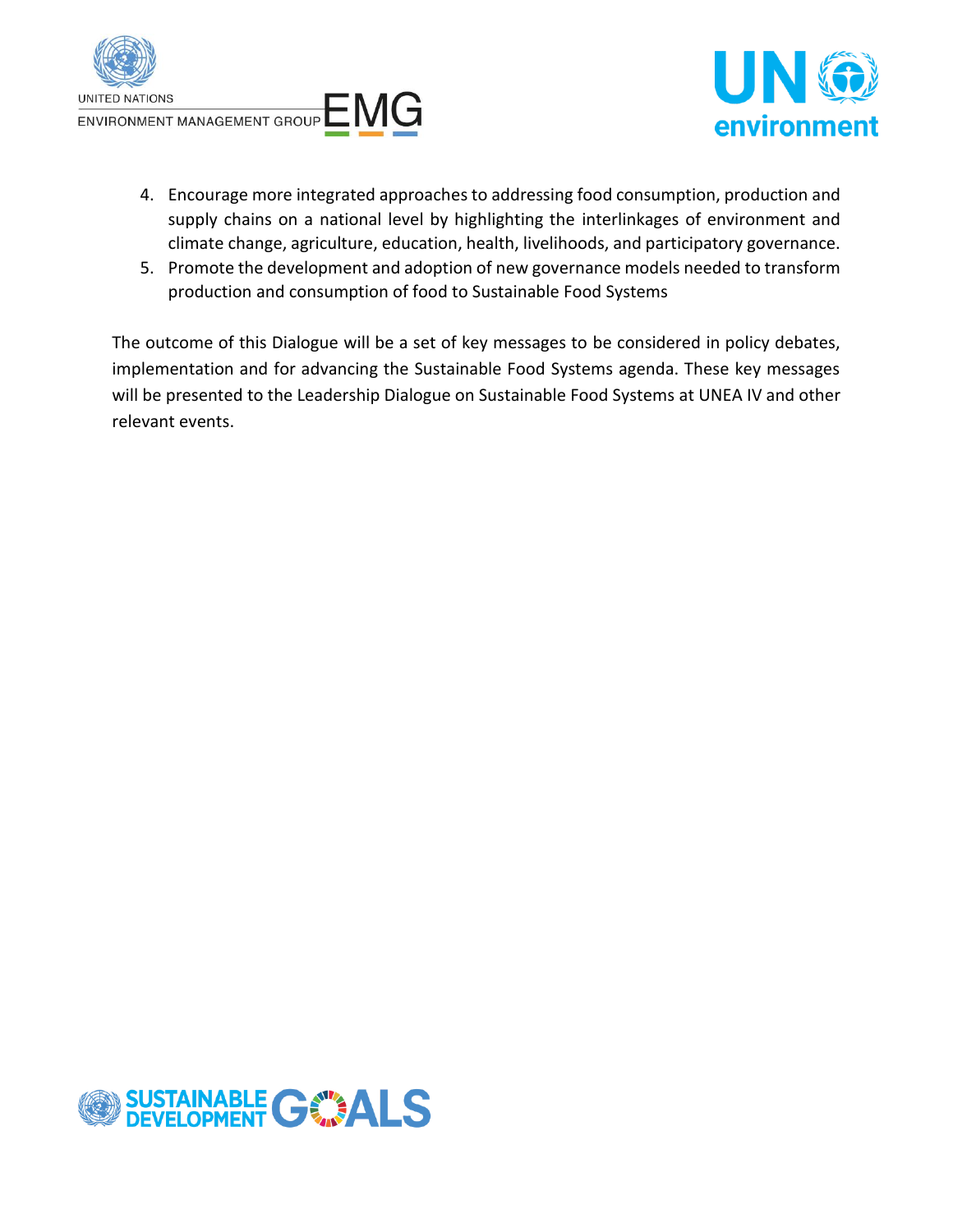4. Encourage more integrated approaches to addressing food consumption, production and supply chains on a national level by highlighting the interlinkages of environment and climate change, agriculture, education, health, livelihoods, and participatory governance.
5. Promote the development and adoption of new governance models needed to transform production and consumption of food to Sustainable Food Systems

The outcome of this Dialogue will be a set of key messages to be considered in policy debates, implementation and for advancing the Sustainable Food Systems agenda. These key messages will be presented to the Leadership Dialogue on Sustainable Food Systems at UNEA IV and other relevant events.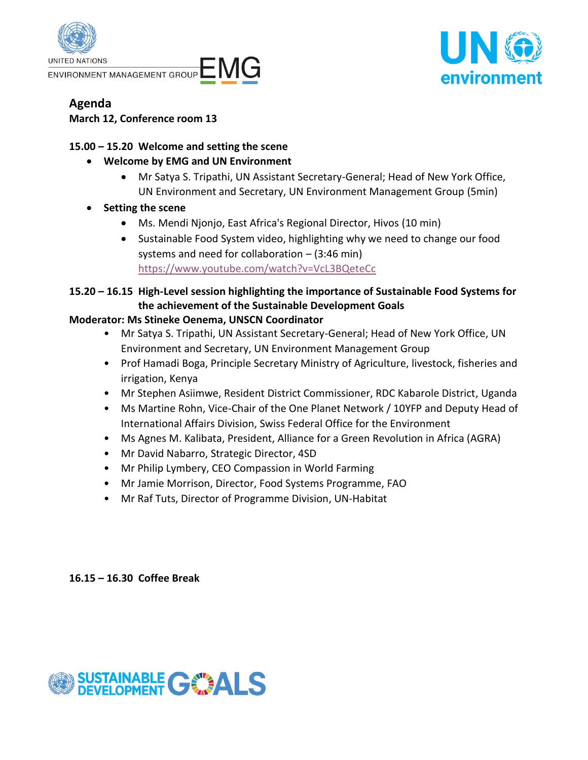## Agenda

**March 12, Conference room 13**

**15.00 – 15.20 Welcome and setting the scene**

- **Welcome by EMG and UN Environment**
  - Mr Satya S. Tripathi, UN Assistant Secretary-General; Head of New York Office, UN Environment and Secretary, UN Environment Management Group (5min)
- **Setting the scene**
  - Ms. Mendi Njonjo, East Africa's Regional Director, Hivos (10 min)
  - Sustainable Food System video, highlighting why we need to change our food systems and need for collaboration – (3:46 min) https://www.youtube.com/watch?v=VcL3BQeteCc

**15.20 – 16.15 High-Level session highlighting the importance of Sustainable Food Systems for the achievement of the Sustainable Development Goals**

**Moderator: Ms Stineke Oenema, UNSCN Coordinator**

- Mr Satya S. Tripathi, UN Assistant Secretary-General; Head of New York Office, UN Environment and Secretary, UN Environment Management Group
- Prof Hamadi Boga, Principle Secretary Ministry of Agriculture, livestock, fisheries and irrigation, Kenya
- Mr Stephen Asiimwe, Resident District Commissioner, RDC Kabarole District, Uganda
- Ms Martine Rohn, Vice-Chair of the One Planet Network / 10YFP and Deputy Head of International Affairs Division, Swiss Federal Office for the Environment
- Ms Agnes M. Kalibata, President, Alliance for a Green Revolution in Africa (AGRA)
- Mr David Nabarro, Strategic Director, 4SD
- Mr Philip Lymbery, CEO Compassion in World Farming
- Mr Jamie Morrison, Director, Food Systems Programme, FAO
- Mr Raf Tuts, Director of Programme Division, UN-Habitat

**16.15 – 16.30 Coffee Break**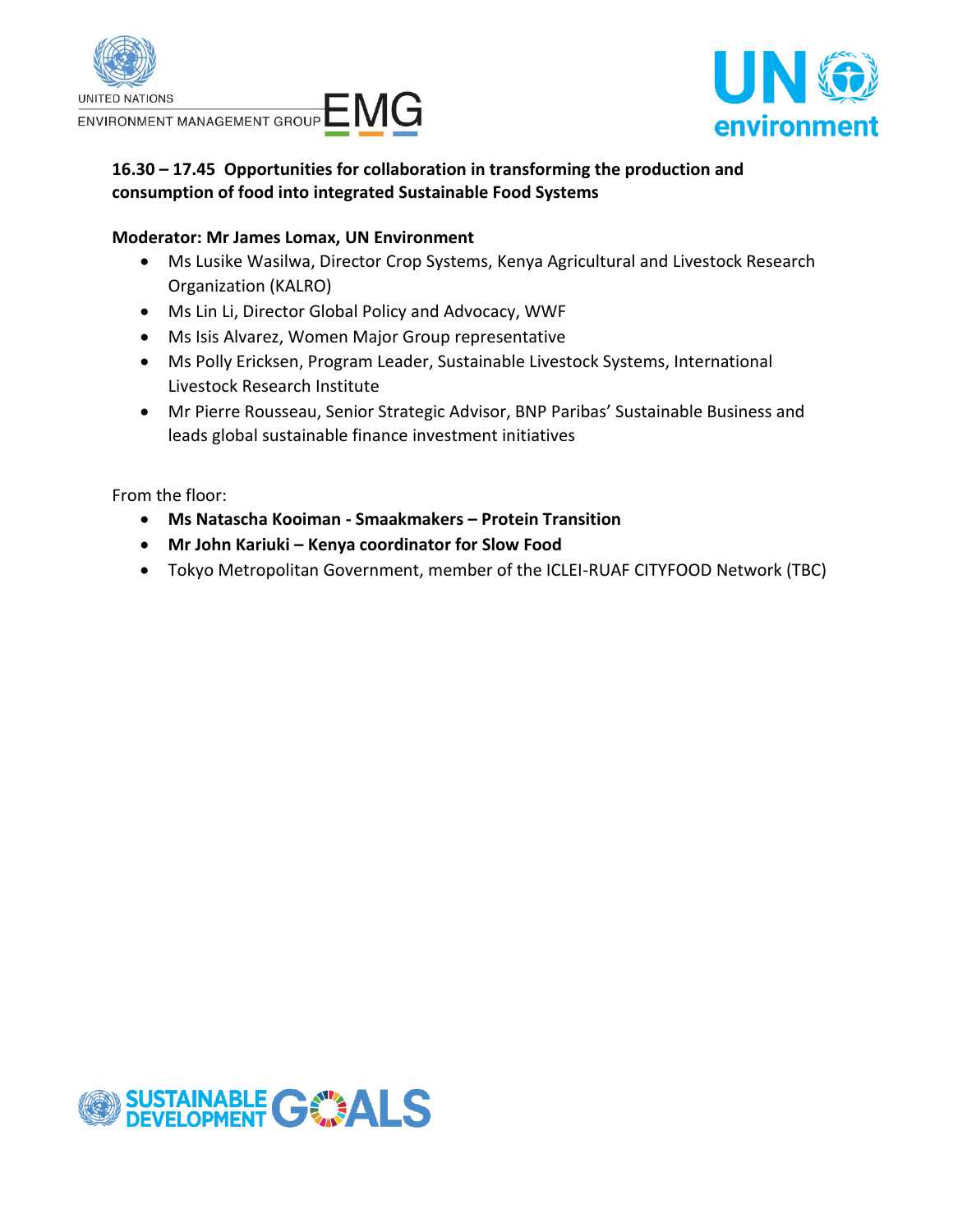**16.30 – 17.45 Opportunities for collaboration in transforming the production and consumption of food into integrated Sustainable Food Systems**

**Moderator: Mr James Lomax, UN Environment**

- Ms Lusike Wasilwa, Director Crop Systems, Kenya Agricultural and Livestock Research Organization (KALRO)
- Ms Lin Li, Director Global Policy and Advocacy, WWF
- Ms Isis Alvarez, Women Major Group representative
- Ms Polly Ericksen, Program Leader, Sustainable Livestock Systems, International Livestock Research Institute
- Mr Pierre Rousseau, Senior Strategic Advisor, BNP Paribas' Sustainable Business and leads global sustainable finance investment initiatives

From the floor:

- **Ms Natascha Kooiman - Smaakmakers – Protein Transition**
- **Mr John Kariuki – Kenya coordinator for Slow Food**
- Tokyo Metropolitan Government, member of the ICLEI-RUAF CITYFOOD Network (TBC)